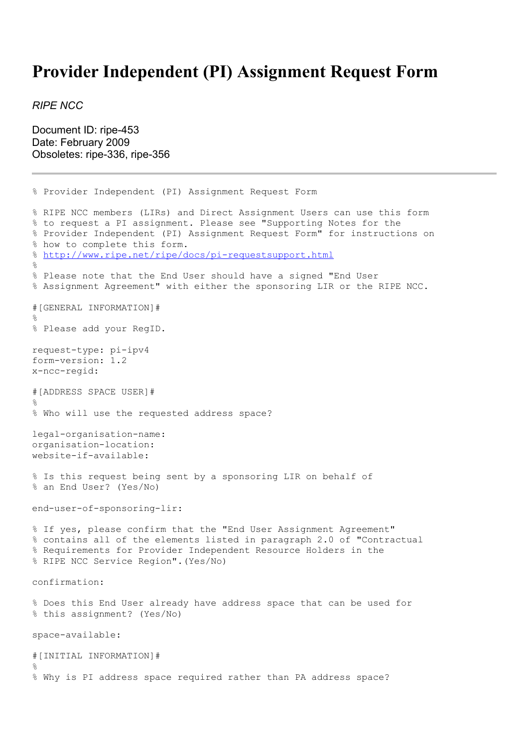# Provider Independent (PI) Assignment Request Form

*RIPE NCC*

Document ID: ripe-453
Date: February 2009
Obsoletes: ripe-336, ripe-356

---

```
% Provider Independent (PI) Assignment Request Form

% RIPE NCC members (LIRs) and Direct Assignment Users can use this form
% to request a PI assignment. Please see "Supporting Notes for the
% Provider Independent (PI) Assignment Request Form" for instructions on
% how to complete this form.
% http://www.ripe.net/ripe/docs/pi-requestsupport.html
%
% Please note that the End User should have a signed "End User
% Assignment Agreement" with either the sponsoring LIR or the RIPE NCC.

#[GENERAL INFORMATION]#
%
% Please add your RegID.

request-type: pi-ipv4
form-version: 1.2
x-ncc-regid:

#[ADDRESS SPACE USER]#
%
% Who will use the requested address space?

legal-organisation-name:
organisation-location:
website-if-available:

% Is this request being sent by a sponsoring LIR on behalf of
% an End User? (Yes/No)

end-user-of-sponsoring-lir:

% If yes, please confirm that the "End User Assignment Agreement"
% contains all of the elements listed in paragraph 2.0 of "Contractual
% Requirements for Provider Independent Resource Holders in the
% RIPE NCC Service Region".(Yes/No)

confirmation:

% Does this End User already have address space that can be used for
% this assignment? (Yes/No)

space-available:

#[INITIAL INFORMATION]#
%
% Why is PI address space required rather than PA address space?
```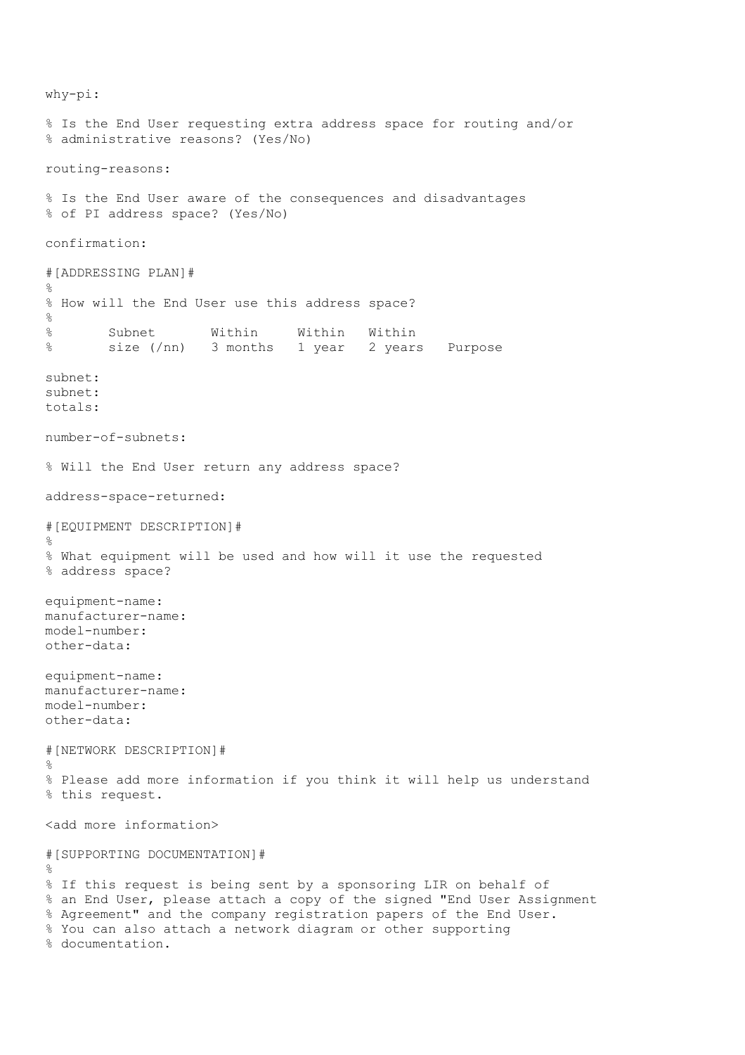```
why-pi:

% Is the End User requesting extra address space for routing and/or
% administrative reasons? (Yes/No)

routing-reasons:

% Is the End User aware of the consequences and disadvantages
% of PI address space? (Yes/No)

confirmation:

#[ADDRESSING PLAN]#
%
% How will the End User use this address space?
%
%       Subnet       Within     Within   Within
%       size (/nn)   3 months   1 year   2 years   Purpose

subnet:
subnet:
totals:

number-of-subnets:

% Will the End User return any address space?

address-space-returned:

#[EQUIPMENT DESCRIPTION]#
%
% What equipment will be used and how will it use the requested
% address space?

equipment-name:
manufacturer-name:
model-number:
other-data:

equipment-name:
manufacturer-name:
model-number:
other-data:

#[NETWORK DESCRIPTION]#
%
% Please add more information if you think it will help us understand
% this request.

<add more information>

#[SUPPORTING DOCUMENTATION]#
%
% If this request is being sent by a sponsoring LIR on behalf of
% an End User, please attach a copy of the signed "End User Assignment
% Agreement" and the company registration papers of the End User.
% You can also attach a network diagram or other supporting
% documentation.
```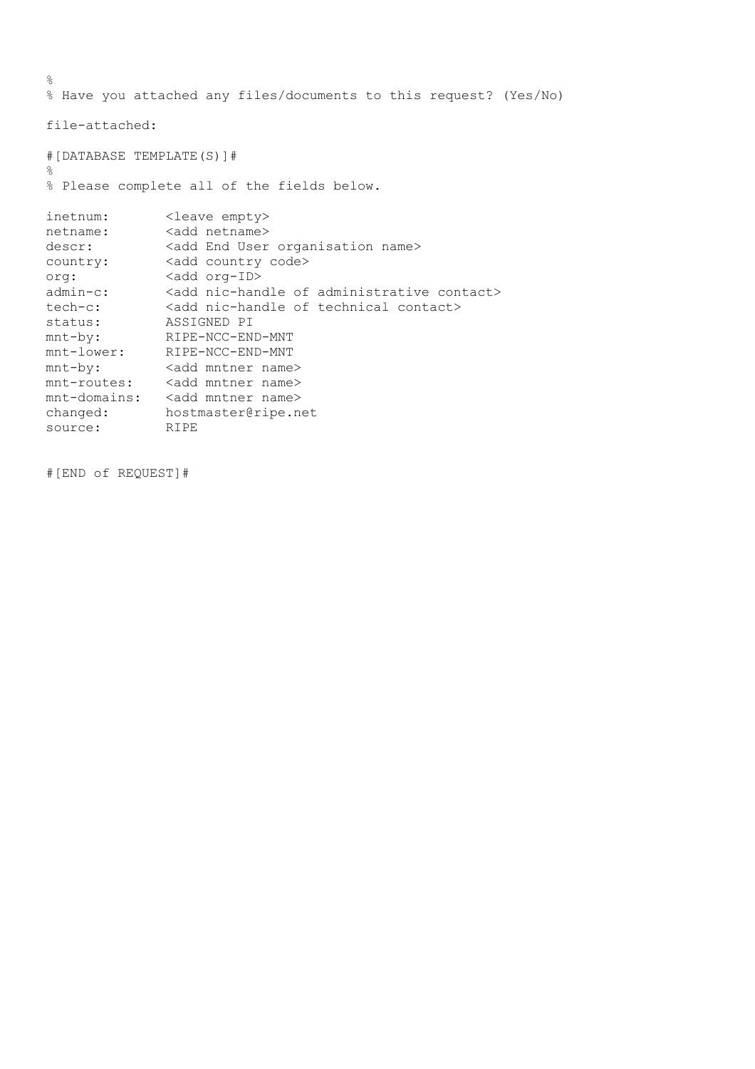```
%
% Have you attached any files/documents to this request? (Yes/No)

file-attached:

#[DATABASE TEMPLATE(S)]#
%
% Please complete all of the fields below.

inetnum:       <leave empty>
netname:       <add netname>
descr:         <add End User organisation name>
country:       <add country code>
org:           <add org-ID>
admin-c:       <add nic-handle of administrative contact>
tech-c:        <add nic-handle of technical contact>
status:        ASSIGNED PI
mnt-by:        RIPE-NCC-END-MNT
mnt-lower:     RIPE-NCC-END-MNT
mnt-by:        <add mntner name>
mnt-routes:    <add mntner name>
mnt-domains:   <add mntner name>
changed:       hostmaster@ripe.net
source:        RIPE

#[END of REQUEST]#
```